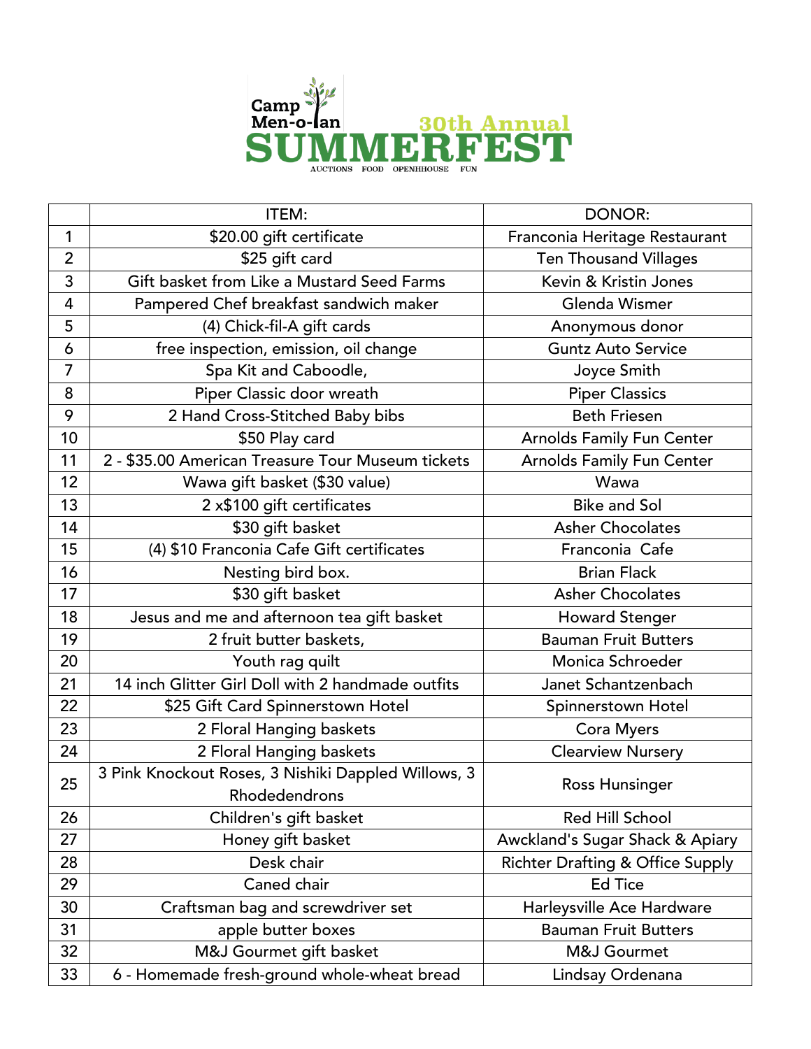# Camp Men-o-lan 30th Annual SUMMERFEST

AUCTIONS FOOD OPENHOUSE FUN

| | ITEM: | DONOR: |
|---|---|---|
| 1 | $20.00 gift certificate | Franconia Heritage Restaurant |
| 2 | $25 gift card | Ten Thousand Villages |
| 3 | Gift basket from Like a Mustard Seed Farms | Kevin & Kristin Jones |
| 4 | Pampered Chef breakfast sandwich maker | Glenda Wismer |
| 5 | (4) Chick-fil-A gift cards | Anonymous donor |
| 6 | free inspection, emission, oil change | Guntz Auto Service |
| 7 | Spa Kit and Caboodle, | Joyce Smith |
| 8 | Piper Classic door wreath | Piper Classics |
| 9 | 2 Hand Cross-Stitched Baby bibs | Beth Friesen |
| 10 | $50 Play card | Arnolds Family Fun Center |
| 11 | 2 - $35.00 American Treasure Tour Museum tickets | Arnolds Family Fun Center |
| 12 | Wawa gift basket ($30 value) | Wawa |
| 13 | 2 x$100 gift certificates | Bike and Sol |
| 14 | $30 gift basket | Asher Chocolates |
| 15 | (4) $10 Franconia Cafe Gift certificates | Franconia Cafe |
| 16 | Nesting bird box. | Brian Flack |
| 17 | $30 gift basket | Asher Chocolates |
| 18 | Jesus and me and afternoon tea gift basket | Howard Stenger |
| 19 | 2 fruit butter baskets, | Bauman Fruit Butters |
| 20 | Youth rag quilt | Monica Schroeder |
| 21 | 14 inch Glitter Girl Doll with 2 handmade outfits | Janet Schantzenbach |
| 22 | $25 Gift Card Spinnerstown Hotel | Spinnerstown Hotel |
| 23 | 2 Floral Hanging baskets | Cora Myers |
| 24 | 2 Floral Hanging baskets | Clearview Nursery |
| 25 | 3 Pink Knockout Roses, 3 Nishiki Dappled Willows, 3 Rhodedendrons | Ross Hunsinger |
| 26 | Children's gift basket | Red Hill School |
| 27 | Honey gift basket | Awckland's Sugar Shack & Apiary |
| 28 | Desk chair | Richter Drafting & Office Supply |
| 29 | Caned chair | Ed Tice |
| 30 | Craftsman bag and screwdriver set | Harleysville Ace Hardware |
| 31 | apple butter boxes | Bauman Fruit Butters |
| 32 | M&J Gourmet gift basket | M&J Gourmet |
| 33 | 6 - Homemade fresh-ground whole-wheat bread | Lindsay Ordenana |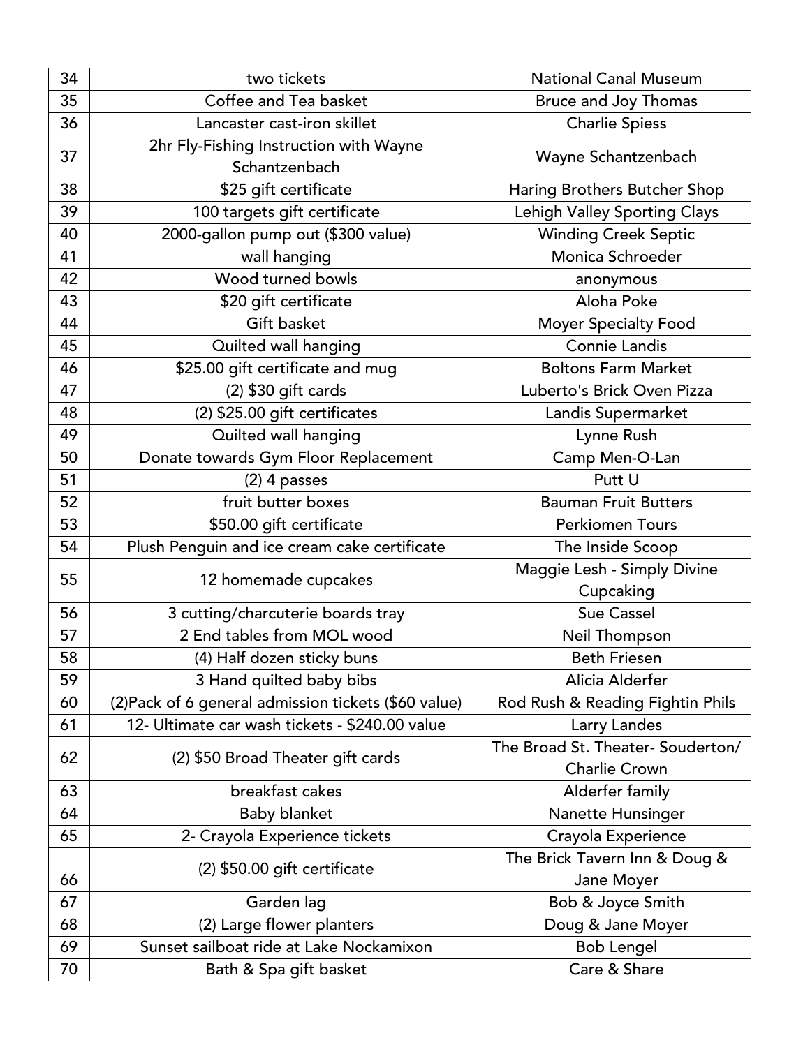| 34 | two tickets | National Canal Museum |
|---|---|---|
| 35 | Coffee and Tea basket | Bruce and Joy Thomas |
| 36 | Lancaster cast-iron skillet | Charlie Spiess |
| 37 | 2hr Fly-Fishing Instruction with Wayne Schantzenbach | Wayne Schantzenbach |
| 38 | $25 gift certificate | Haring Brothers Butcher Shop |
| 39 | 100 targets gift certificate | Lehigh Valley Sporting Clays |
| 40 | 2000-gallon pump out ($300 value) | Winding Creek Septic |
| 41 | wall hanging | Monica Schroeder |
| 42 | Wood turned bowls | anonymous |
| 43 | $20 gift certificate | Aloha Poke |
| 44 | Gift basket | Moyer Specialty Food |
| 45 | Quilted wall hanging | Connie Landis |
| 46 | $25.00 gift certificate and mug | Boltons Farm Market |
| 47 | (2) $30 gift cards | Luberto's Brick Oven Pizza |
| 48 | (2) $25.00 gift certificates | Landis Supermarket |
| 49 | Quilted wall hanging | Lynne Rush |
| 50 | Donate towards Gym Floor Replacement | Camp Men-O-Lan |
| 51 | (2) 4 passes | Putt U |
| 52 | fruit butter boxes | Bauman Fruit Butters |
| 53 | $50.00 gift certificate | Perkiomen Tours |
| 54 | Plush Penguin and ice cream cake certificate | The Inside Scoop |
| 55 | 12 homemade cupcakes | Maggie Lesh - Simply Divine Cupcaking |
| 56 | 3 cutting/charcuterie boards tray | Sue Cassel |
| 57 | 2 End tables from MOL wood | Neil Thompson |
| 58 | (4) Half dozen sticky buns | Beth Friesen |
| 59 | 3 Hand quilted baby bibs | Alicia Alderfer |
| 60 | (2)Pack of 6 general admission tickets ($60 value) | Rod Rush & Reading Fightin Phils |
| 61 | 12- Ultimate car wash tickets - $240.00 value | Larry Landes |
| 62 | (2) $50 Broad Theater gift cards | The Broad St. Theater- Souderton/ Charlie Crown |
| 63 | breakfast cakes | Alderfer family |
| 64 | Baby blanket | Nanette Hunsinger |
| 65 | 2- Crayola Experience tickets | Crayola Experience |
| 66 | (2) $50.00 gift certificate | The Brick Tavern Inn & Doug & Jane Moyer |
| 67 | Garden lag | Bob & Joyce Smith |
| 68 | (2) Large flower planters | Doug & Jane Moyer |
| 69 | Sunset sailboat ride at Lake Nockamixon | Bob Lengel |
| 70 | Bath & Spa gift basket | Care & Share |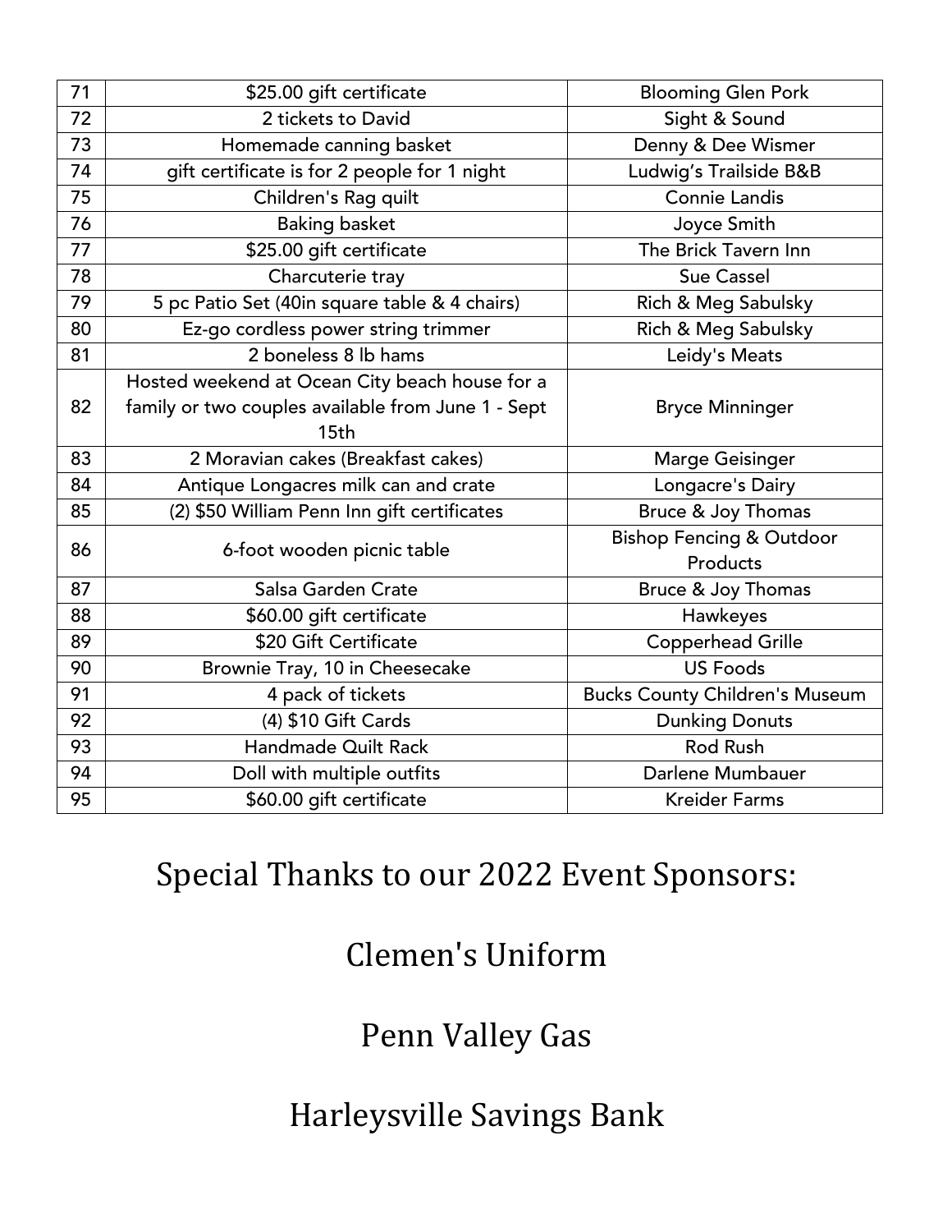| | | |
|---|---|---|
| 71 | $25.00 gift certificate | Blooming Glen Pork |
| 72 | 2 tickets to David | Sight & Sound |
| 73 | Homemade canning basket | Denny & Dee Wismer |
| 74 | gift certificate is for 2 people for 1 night | Ludwig's Trailside B&B |
| 75 | Children's Rag quilt | Connie Landis |
| 76 | Baking basket | Joyce Smith |
| 77 | $25.00 gift certificate | The Brick Tavern Inn |
| 78 | Charcuterie tray | Sue Cassel |
| 79 | 5 pc Patio Set (40in square table & 4 chairs) | Rich & Meg Sabulsky |
| 80 | Ez-go cordless power string trimmer | Rich & Meg Sabulsky |
| 81 | 2 boneless 8 lb hams | Leidy's Meats |
| 82 | Hosted weekend at Ocean City beach house for a family or two couples available from June 1 - Sept 15th | Bryce Minninger |
| 83 | 2 Moravian cakes (Breakfast cakes) | Marge Geisinger |
| 84 | Antique Longacres milk can and crate | Longacre's Dairy |
| 85 | (2) $50 William Penn Inn gift certificates | Bruce & Joy Thomas |
| 86 | 6-foot wooden picnic table | Bishop Fencing & Outdoor Products |
| 87 | Salsa Garden Crate | Bruce & Joy Thomas |
| 88 | $60.00 gift certificate | Hawkeyes |
| 89 | $20 Gift Certificate | Copperhead Grille |
| 90 | Brownie Tray, 10 in Cheesecake | US Foods |
| 91 | 4 pack of tickets | Bucks County Children's Museum |
| 92 | (4) $10 Gift Cards | Dunking Donuts |
| 93 | Handmade Quilt Rack | Rod Rush |
| 94 | Doll with multiple outfits | Darlene Mumbauer |
| 95 | $60.00 gift certificate | Kreider Farms |

# Special Thanks to our 2022 Event Sponsors:

## Clemen's Uniform

## Penn Valley Gas

## Harleysville Savings Bank